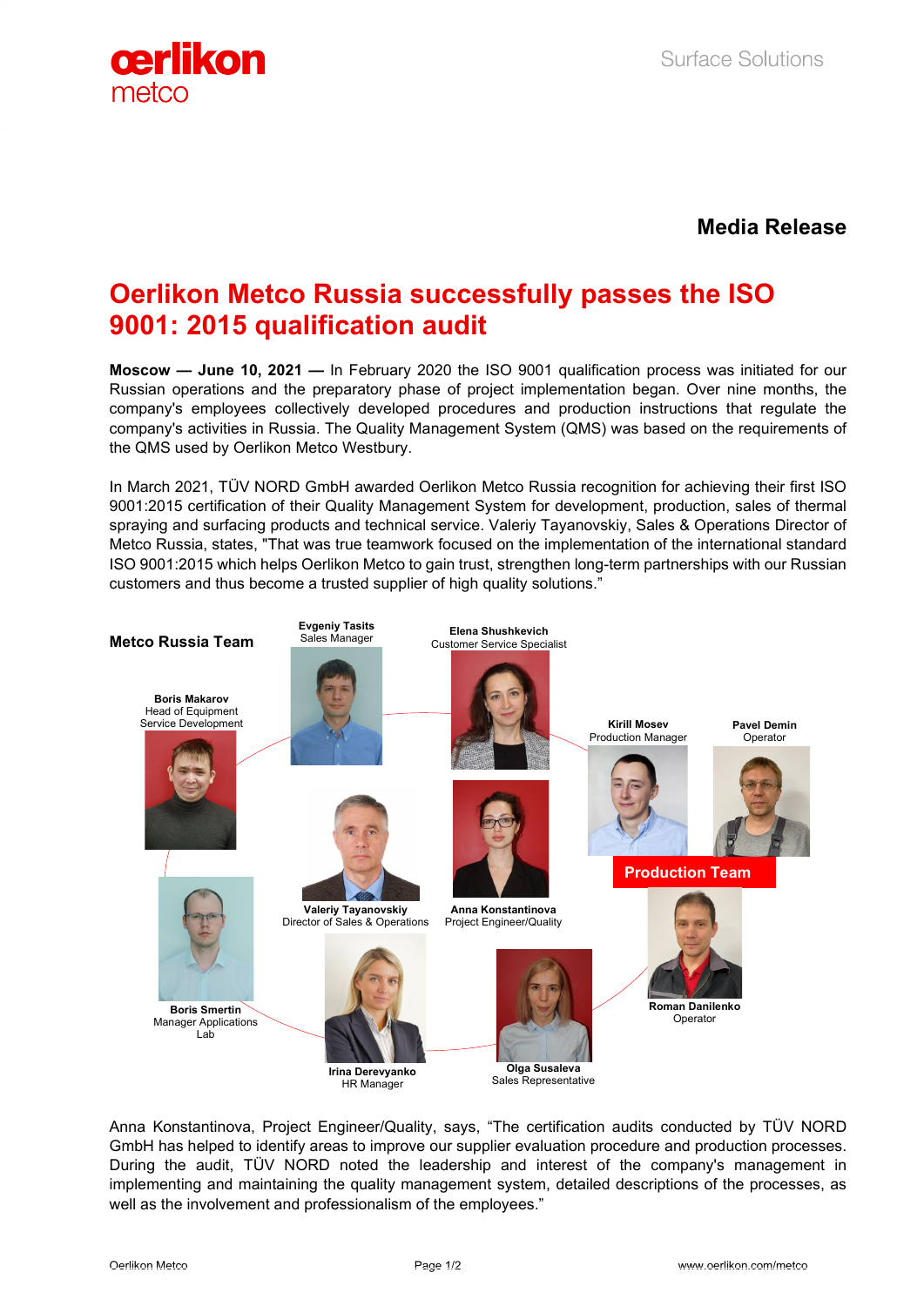Surface Solutions

**Media Release**

# Oerlikon Metco Russia successfully passes the ISO 9001: 2015 qualification audit

**Moscow — June 10, 2021 —** In February 2020 the ISO 9001 qualification process was initiated for our Russian operations and the preparatory phase of project implementation began. Over nine months, the company's employees collectively developed procedures and production instructions that regulate the company's activities in Russia. The Quality Management System (QMS) was based on the requirements of the QMS used by Oerlikon Metco Westbury.

In March 2021, TÜV NORD GmbH awarded Oerlikon Metco Russia recognition for achieving their first ISO 9001:2015 certification of their Quality Management System for development, production, sales of thermal spraying and surfacing products and technical service. Valeriy Tayanovskiy, Sales & Operations Director of Metco Russia, states, "That was true teamwork focused on the implementation of the international standard ISO 9001:2015 which helps Oerlikon Metco to gain trust, strengthen long-term partnerships with our Russian customers and thus become a trusted supplier of high quality solutions."

**Metco Russia Team**

**Evgeniy Tasits**
Sales Manager

**Elena Shushkevich**
Customer Service Specialist

**Boris Makarov**
Head of Equipment Service Development

**Kirill Mosev**
Production Manager

**Pavel Demin**
Operator

**Production Team**

**Valeriy Tayanovskiy**
Director of Sales & Operations

**Anna Konstantinova**
Project Engineer/Quality

**Boris Smertin**
Manager Applications Lab

**Roman Danilenko**
Operator

**Irina Derevyanko**
HR Manager

**Olga Susaleva**
Sales Representative

Anna Konstantinova, Project Engineer/Quality, says, "The certification audits conducted by TÜV NORD GmbH has helped to identify areas to improve our supplier evaluation procedure and production processes. During the audit, TÜV NORD noted the leadership and interest of the company's management in implementing and maintaining the quality management system, detailed descriptions of the processes, as well as the involvement and professionalism of the employees."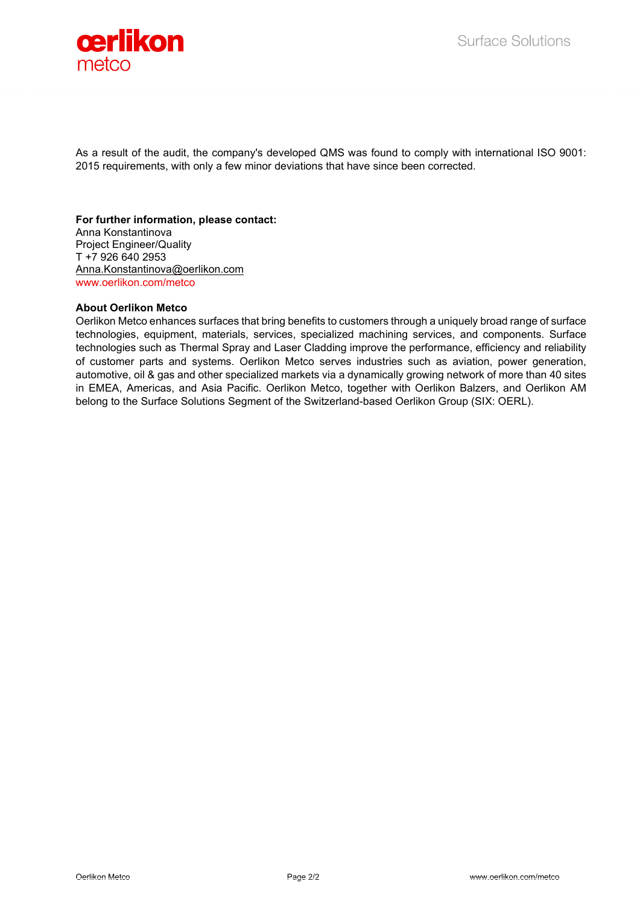As a result of the audit, the company's developed QMS was found to comply with international ISO 9001: 2015 requirements, with only a few minor deviations that have since been corrected.

**For further information, please contact:**
Anna Konstantinova
Project Engineer/Quality
T +7 926 640 2953
Anna.Konstantinova@oerlikon.com
www.oerlikon.com/metco

**About Oerlikon Metco**

Oerlikon Metco enhances surfaces that bring benefits to customers through a uniquely broad range of surface technologies, equipment, materials, services, specialized machining services, and components. Surface technologies such as Thermal Spray and Laser Cladding improve the performance, efficiency and reliability of customer parts and systems. Oerlikon Metco serves industries such as aviation, power generation, automotive, oil & gas and other specialized markets via a dynamically growing network of more than 40 sites in EMEA, Americas, and Asia Pacific. Oerlikon Metco, together with Oerlikon Balzers, and Oerlikon AM belong to the Surface Solutions Segment of the Switzerland-based Oerlikon Group (SIX: OERL).